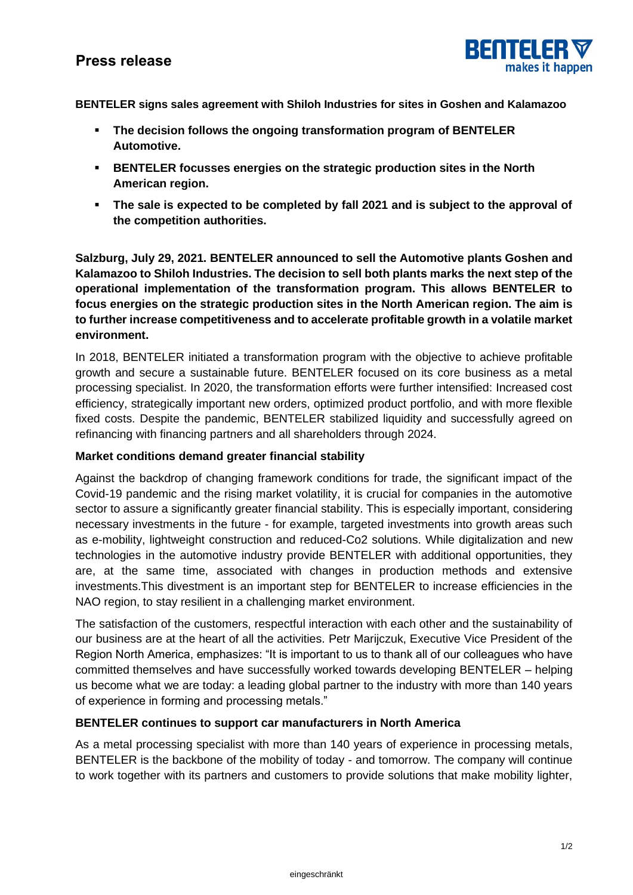# Press release

**BENTELER signs sales agreement with Shiloh Industries for sites in Goshen and Kalamazoo**

- **The decision follows the ongoing transformation program of BENTELER Automotive.**
- **BENTELER focusses energies on the strategic production sites in the North American region.**
- **The sale is expected to be completed by fall 2021 and is subject to the approval of the competition authorities.**

**Salzburg, July 29, 2021. BENTELER announced to sell the Automotive plants Goshen and Kalamazoo to Shiloh Industries. The decision to sell both plants marks the next step of the operational implementation of the transformation program. This allows BENTELER to focus energies on the strategic production sites in the North American region. The aim is to further increase competitiveness and to accelerate profitable growth in a volatile market environment.**

In 2018, BENTELER initiated a transformation program with the objective to achieve profitable growth and secure a sustainable future. BENTELER focused on its core business as a metal processing specialist. In 2020, the transformation efforts were further intensified: Increased cost efficiency, strategically important new orders, optimized product portfolio, and with more flexible fixed costs. Despite the pandemic, BENTELER stabilized liquidity and successfully agreed on refinancing with financing partners and all shareholders through 2024.

### Market conditions demand greater financial stability

Against the backdrop of changing framework conditions for trade, the significant impact of the Covid-19 pandemic and the rising market volatility, it is crucial for companies in the automotive sector to assure a significantly greater financial stability. This is especially important, considering necessary investments in the future - for example, targeted investments into growth areas such as e-mobility, lightweight construction and reduced-Co2 solutions. While digitalization and new technologies in the automotive industry provide BENTELER with additional opportunities, they are, at the same time, associated with changes in production methods and extensive investments.This divestment is an important step for BENTELER to increase efficiencies in the NAO region, to stay resilient in a challenging market environment.

The satisfaction of the customers, respectful interaction with each other and the sustainability of our business are at the heart of all the activities. Petr Marijczuk, Executive Vice President of the Region North America, emphasizes: "It is important to us to thank all of our colleagues who have committed themselves and have successfully worked towards developing BENTELER – helping us become what we are today: a leading global partner to the industry with more than 140 years of experience in forming and processing metals."

### BENTELER continues to support car manufacturers in North America

As a metal processing specialist with more than 140 years of experience in processing metals, BENTELER is the backbone of the mobility of today - and tomorrow. The company will continue to work together with its partners and customers to provide solutions that make mobility lighter,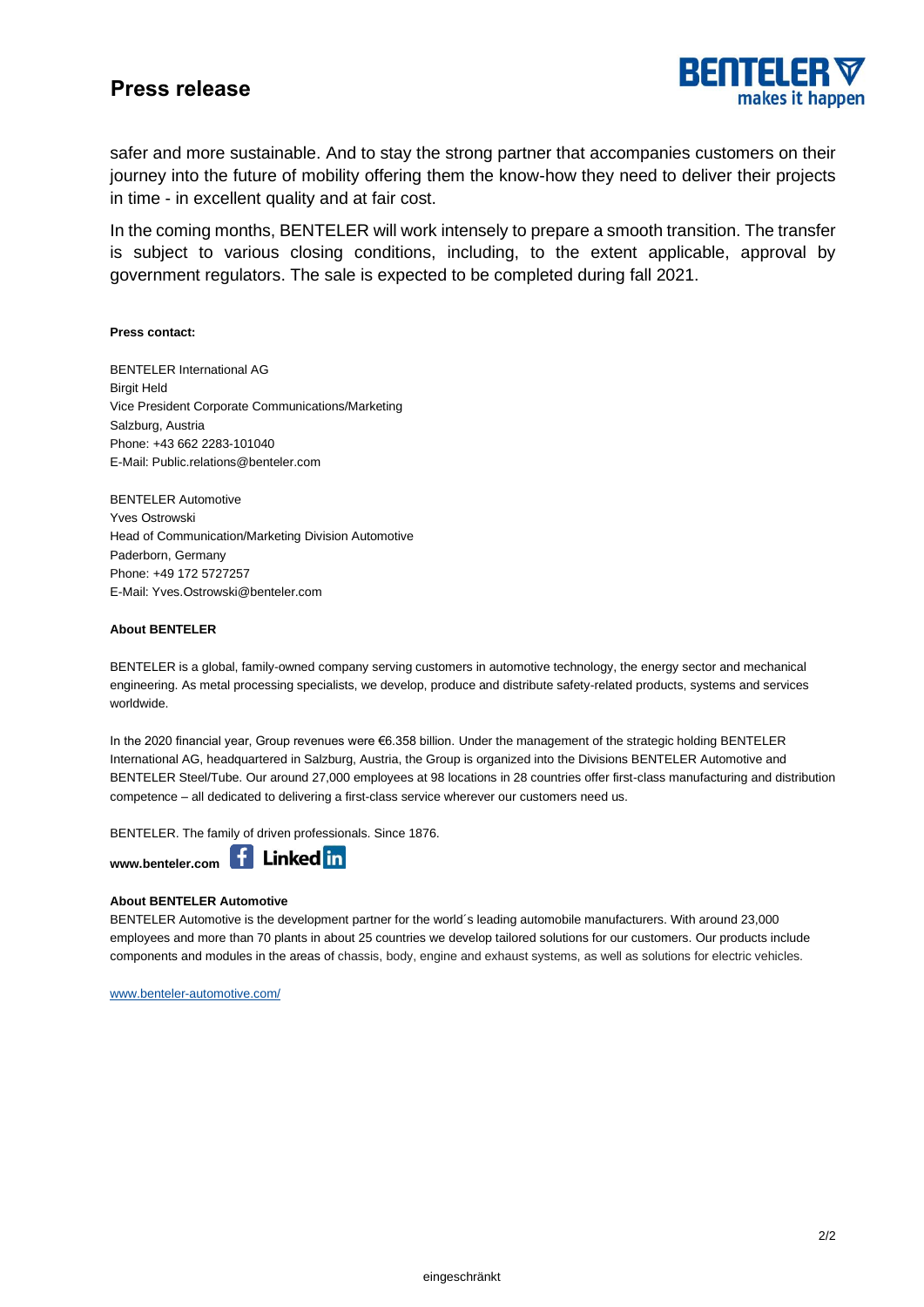safer and more sustainable. And to stay the strong partner that accompanies customers on their journey into the future of mobility offering them the know-how they need to deliver their projects in time - in excellent quality and at fair cost.

In the coming months, BENTELER will work intensely to prepare a smooth transition. The transfer is subject to various closing conditions, including, to the extent applicable, approval by government regulators. The sale is expected to be completed during fall 2021.

**Press contact:**

BENTELER International AG
Birgit Held
Vice President Corporate Communications/Marketing
Salzburg, Austria
Phone: +43 662 2283-101040
E-Mail: Public.relations@benteler.com

BENTELER Automotive
Yves Ostrowski
Head of Communication/Marketing Division Automotive
Paderborn, Germany
Phone: +49 172 5727257
E-Mail: Yves.Ostrowski@benteler.com

**About BENTELER**

BENTELER is a global, family-owned company serving customers in automotive technology, the energy sector and mechanical engineering. As metal processing specialists, we develop, produce and distribute safety-related products, systems and services worldwide.

In the 2020 financial year, Group revenues were €6.358 billion. Under the management of the strategic holding BENTELER International AG, headquartered in Salzburg, Austria, the Group is organized into the Divisions BENTELER Automotive and BENTELER Steel/Tube. Our around 27,000 employees at 98 locations in 28 countries offer first-class manufacturing and distribution competence – all dedicated to delivering a first-class service wherever our customers need us.

BENTELER. The family of driven professionals. Since 1876.

**www.benteler.com**

**About BENTELER Automotive**

BENTELER Automotive is the development partner for the world´s leading automobile manufacturers. With around 23,000 employees and more than 70 plants in about 25 countries we develop tailored solutions for our customers. Our products include components and modules in the areas of chassis, body, engine and exhaust systems, as well as solutions for electric vehicles.

www.benteler-automotive.com/

eingeschränkt